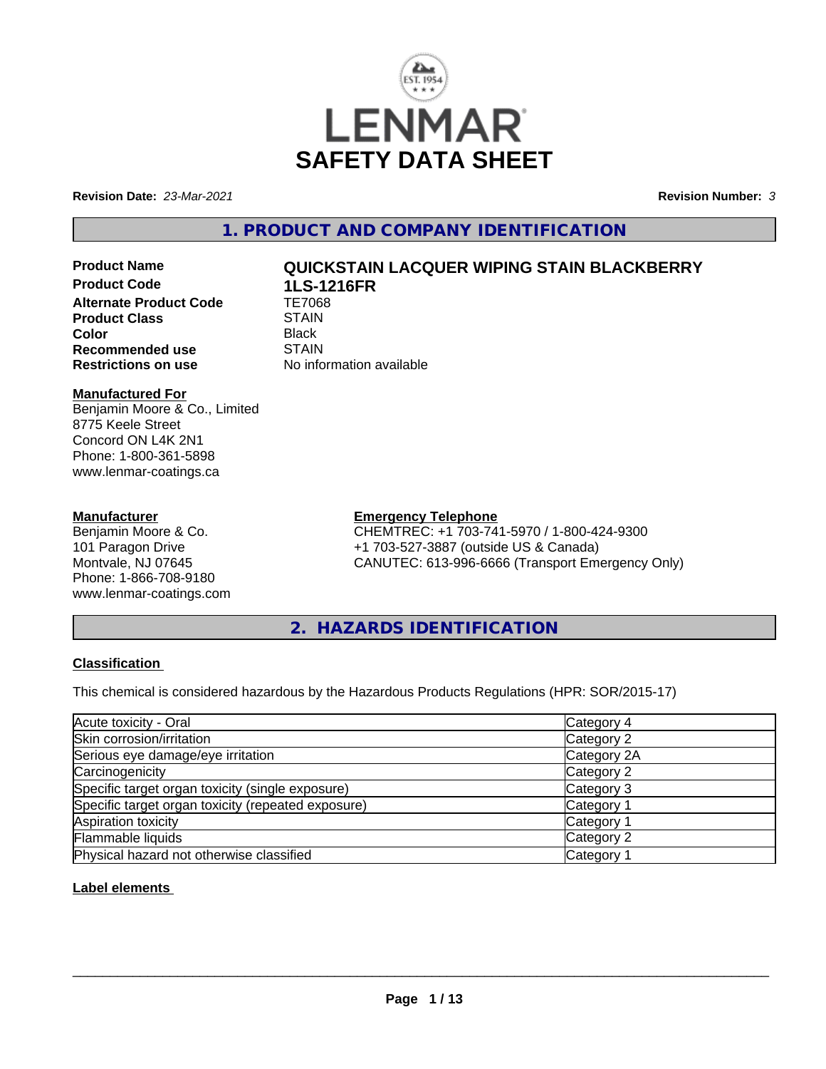LENMAR

# SAFETY DATA SHEET

**Revision Date:** *23-Mar-2021* **Revision Number:** *3*

## 1. PRODUCT AND COMPANY IDENTIFICATION

| | |
|---|---|
| **Product Name** | **QUICKSTAIN LACQUER WIPING STAIN BLACKBERRY** |
| **Product Code** | **1LS-1216FR** |
| **Alternate Product Code** | TE7068 |
| **Product Class** | STAIN |
| **Color** | Black |
| **Recommended use** | STAIN |
| **Restrictions on use** | No information available |

**Manufactured For**
Benjamin Moore & Co., Limited
8775 Keele Street
Concord ON L4K 2N1
Phone: 1-800-361-5898
www.lenmar-coatings.ca

**Manufacturer**
Benjamin Moore & Co.
101 Paragon Drive
Montvale, NJ 07645
Phone: 1-866-708-9180
www.lenmar-coatings.com

**Emergency Telephone**
CHEMTREC: +1 703-741-5970 / 1-800-424-9300
+1 703-527-3887 (outside US & Canada)
CANUTEC: 613-996-6666 (Transport Emergency Only)

## 2. HAZARDS IDENTIFICATION

**Classification**

This chemical is considered hazardous by the Hazardous Products Regulations (HPR: SOR/2015-17)

| | |
|---|---|
| Acute toxicity - Oral | Category 4 |
| Skin corrosion/irritation | Category 2 |
| Serious eye damage/eye irritation | Category 2A |
| Carcinogenicity | Category 2 |
| Specific target organ toxicity (single exposure) | Category 3 |
| Specific target organ toxicity (repeated exposure) | Category 1 |
| Aspiration toxicity | Category 1 |
| Flammable liquids | Category 2 |
| Physical hazard not otherwise classified | Category 1 |

**Label elements**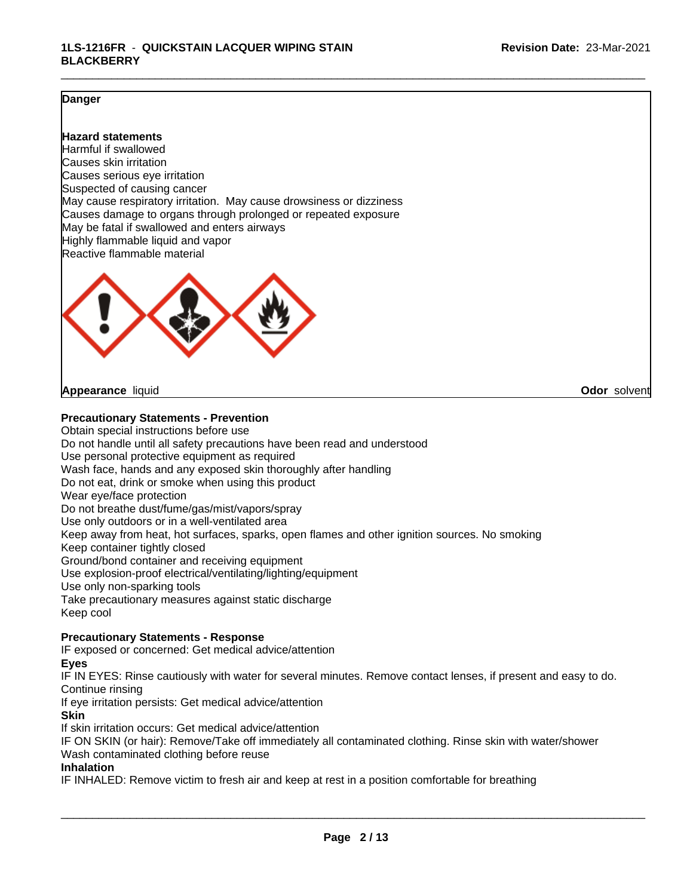**Danger**

**Hazard statements**

Harmful if swallowed
Causes skin irritation
Causes serious eye irritation
Suspected of causing cancer
May cause respiratory irritation. May cause drowsiness or dizziness
Causes damage to organs through prolonged or repeated exposure
May be fatal if swallowed and enters airways
Highly flammable liquid and vapor
Reactive flammable material

**Appearance** liquid **Odor** solvent

**Precautionary Statements - Prevention**

Obtain special instructions before use
Do not handle until all safety precautions have been read and understood
Use personal protective equipment as required
Wash face, hands and any exposed skin thoroughly after handling
Do not eat, drink or smoke when using this product
Wear eye/face protection
Do not breathe dust/fume/gas/mist/vapors/spray
Use only outdoors or in a well-ventilated area
Keep away from heat, hot surfaces, sparks, open flames and other ignition sources. No smoking
Keep container tightly closed
Ground/bond container and receiving equipment
Use explosion-proof electrical/ventilating/lighting/equipment
Use only non-sparking tools
Take precautionary measures against static discharge
Keep cool

**Precautionary Statements - Response**

IF exposed or concerned: Get medical advice/attention

**Eyes**

IF IN EYES: Rinse cautiously with water for several minutes. Remove contact lenses, if present and easy to do. Continue rinsing
If eye irritation persists: Get medical advice/attention

**Skin**

If skin irritation occurs: Get medical advice/attention
IF ON SKIN (or hair): Remove/Take off immediately all contaminated clothing. Rinse skin with water/shower
Wash contaminated clothing before reuse

**Inhalation**

IF INHALED: Remove victim to fresh air and keep at rest in a position comfortable for breathing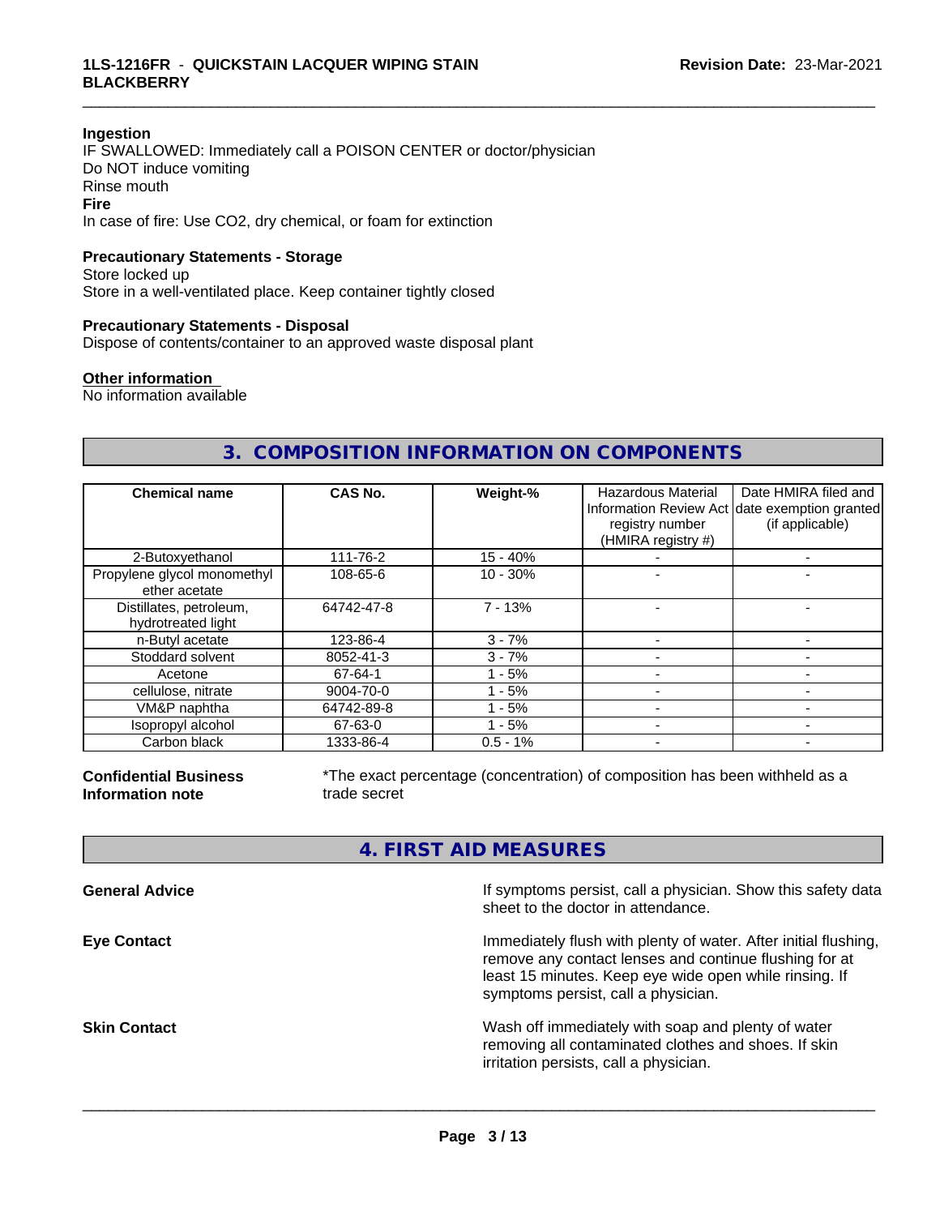**Ingestion**

IF SWALLOWED: Immediately call a POISON CENTER or doctor/physician
Do NOT induce vomiting
Rinse mouth

**Fire**

In case of fire: Use CO2, dry chemical, or foam for extinction

**Precautionary Statements - Storage**

Store locked up
Store in a well-ventilated place. Keep container tightly closed

**Precautionary Statements - Disposal**

Dispose of contents/container to an approved waste disposal plant

**Other information**

No information available

## 3. COMPOSITION INFORMATION ON COMPONENTS

| Chemical name | CAS No. | Weight-% | Hazardous Material Information Review Act registry number (HMIRA registry #) | Date HMIRA filed and date exemption granted (if applicable) |
|---|---|---|---|---|
| 2-Butoxyethanol | 111-76-2 | 15 - 40% | - | - |
| Propylene glycol monomethyl ether acetate | 108-65-6 | 10 - 30% | - | - |
| Distillates, petroleum, hydrotreated light | 64742-47-8 | 7 - 13% | - | - |
| n-Butyl acetate | 123-86-4 | 3 - 7% | - | - |
| Stoddard solvent | 8052-41-3 | 3 - 7% | - | - |
| Acetone | 67-64-1 | 1 - 5% | - | - |
| cellulose, nitrate | 9004-70-0 | 1 - 5% | - | - |
| VM&P naphtha | 64742-89-8 | 1 - 5% | - | - |
| Isopropyl alcohol | 67-63-0 | 1 - 5% | - | - |
| Carbon black | 1333-86-4 | 0.5 - 1% | - | - |

**Confidential Business Information note**

*The exact percentage (concentration) of composition has been withheld as a trade secret

## 4. FIRST AID MEASURES

**General Advice**

If symptoms persist, call a physician. Show this safety data sheet to the doctor in attendance.

**Eye Contact**

Immediately flush with plenty of water. After initial flushing, remove any contact lenses and continue flushing for at least 15 minutes. Keep eye wide open while rinsing. If symptoms persist, call a physician.

**Skin Contact**

Wash off immediately with soap and plenty of water removing all contaminated clothes and shoes. If skin irritation persists, call a physician.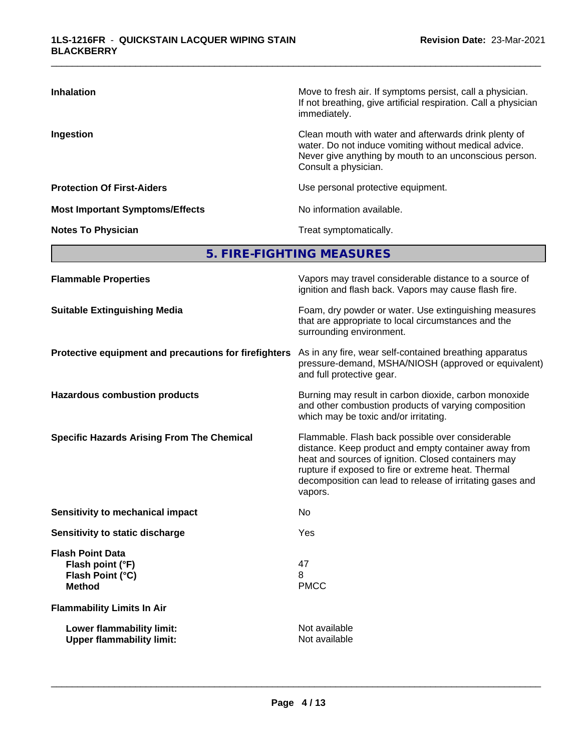| | |
|---|---|
| **Inhalation** | Move to fresh air. If symptoms persist, call a physician. If not breathing, give artificial respiration. Call a physician immediately. |
| **Ingestion** | Clean mouth with water and afterwards drink plenty of water. Do not induce vomiting without medical advice. Never give anything by mouth to an unconscious person. Consult a physician. |
| **Protection Of First-Aiders** | Use personal protective equipment. |
| **Most Important Symptoms/Effects** | No information available. |
| **Notes To Physician** | Treat symptomatically. |

## 5. FIRE-FIGHTING MEASURES

| | |
|---|---|
| **Flammable Properties** | Vapors may travel considerable distance to a source of ignition and flash back. Vapors may cause flash fire. |
| **Suitable Extinguishing Media** | Foam, dry powder or water. Use extinguishing measures that are appropriate to local circumstances and the surrounding environment. |
| **Protective equipment and precautions for firefighters** | As in any fire, wear self-contained breathing apparatus pressure-demand, MSHA/NIOSH (approved or equivalent) and full protective gear. |
| **Hazardous combustion products** | Burning may result in carbon dioxide, carbon monoxide and other combustion products of varying composition which may be toxic and/or irritating. |
| **Specific Hazards Arising From The Chemical** | Flammable. Flash back possible over considerable distance. Keep product and empty container away from heat and sources of ignition. Closed containers may rupture if exposed to fire or extreme heat. Thermal decomposition can lead to release of irritating gases and vapors. |
| **Sensitivity to mechanical impact** | No |
| **Sensitivity to static discharge** | Yes |
| **Flash Point Data** | |
| **Flash point (°F)** | 47 |
| **Flash Point (°C)** | 8 |
| **Method** | PMCC |
| **Flammability Limits In Air** | |
| **Lower flammability limit:** | Not available |
| **Upper flammability limit:** | Not available |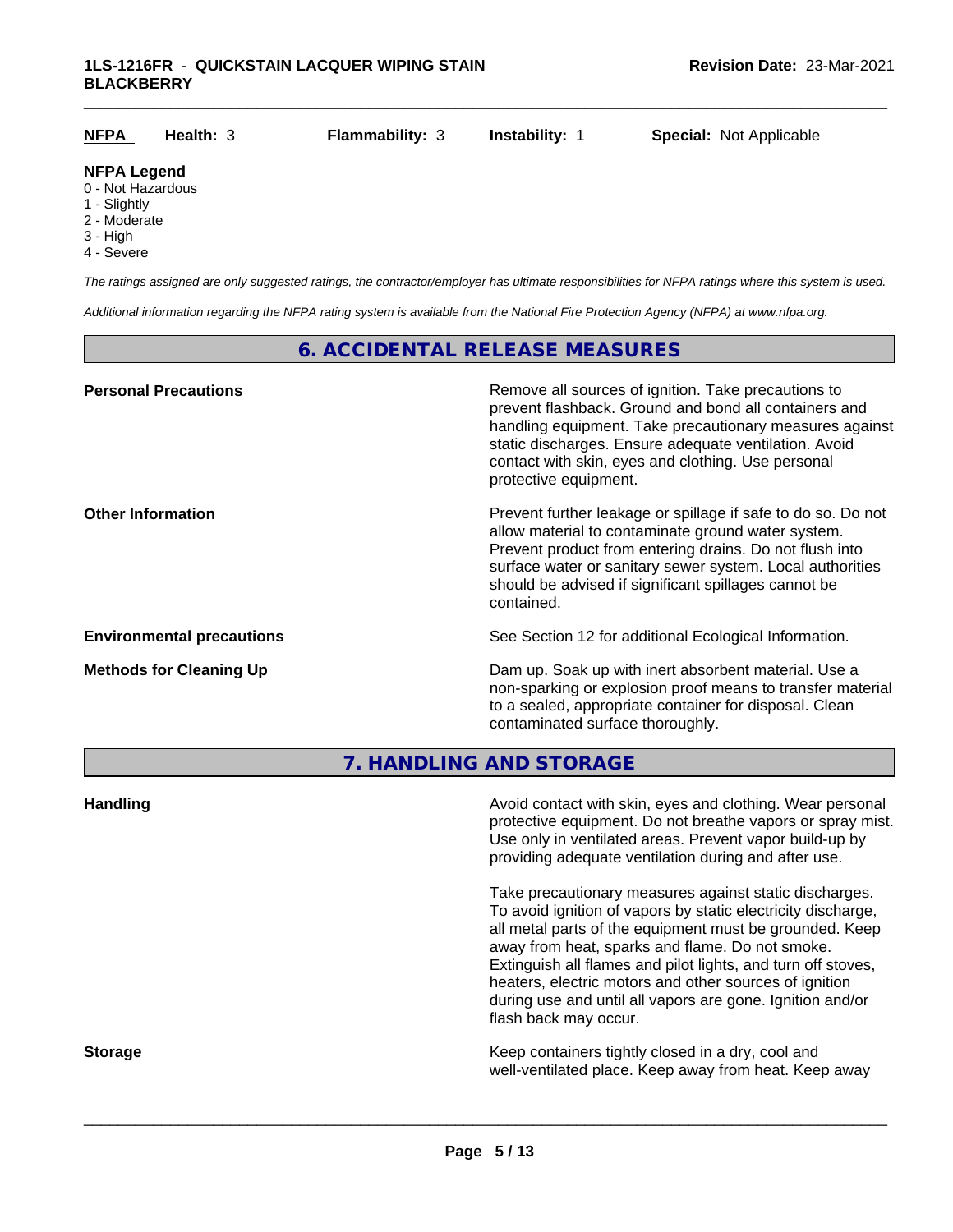| NFPA | Health: 3 | Flammability: 3 | Instability: 1 | Special: Not Applicable |
|---|---|---|---|---|

**NFPA Legend**
- 0 - Not Hazardous
- 1 - Slightly
- 2 - Moderate
- 3 - High
- 4 - Severe

*The ratings assigned are only suggested ratings, the contractor/employer has ultimate responsibilities for NFPA ratings where this system is used.*

*Additional information regarding the NFPA rating system is available from the National Fire Protection Agency (NFPA) at www.nfpa.org.*

## 6. ACCIDENTAL RELEASE MEASURES

**Personal Precautions**

Remove all sources of ignition. Take precautions to prevent flashback. Ground and bond all containers and handling equipment. Take precautionary measures against static discharges. Ensure adequate ventilation. Avoid contact with skin, eyes and clothing. Use personal protective equipment.

**Other Information**

Prevent further leakage or spillage if safe to do so. Do not allow material to contaminate ground water system. Prevent product from entering drains. Do not flush into surface water or sanitary sewer system. Local authorities should be advised if significant spillages cannot be contained.

**Environmental precautions**

See Section 12 for additional Ecological Information.

**Methods for Cleaning Up**

Dam up. Soak up with inert absorbent material. Use a non-sparking or explosion proof means to transfer material to a sealed, appropriate container for disposal. Clean contaminated surface thoroughly.

## 7. HANDLING AND STORAGE

**Handling**

Avoid contact with skin, eyes and clothing. Wear personal protective equipment. Do not breathe vapors or spray mist. Use only in ventilated areas. Prevent vapor build-up by providing adequate ventilation during and after use.

Take precautionary measures against static discharges. To avoid ignition of vapors by static electricity discharge, all metal parts of the equipment must be grounded. Keep away from heat, sparks and flame. Do not smoke. Extinguish all flames and pilot lights, and turn off stoves, heaters, electric motors and other sources of ignition during use and until all vapors are gone. Ignition and/or flash back may occur.

**Storage**

Keep containers tightly closed in a dry, cool and well-ventilated place. Keep away from heat. Keep away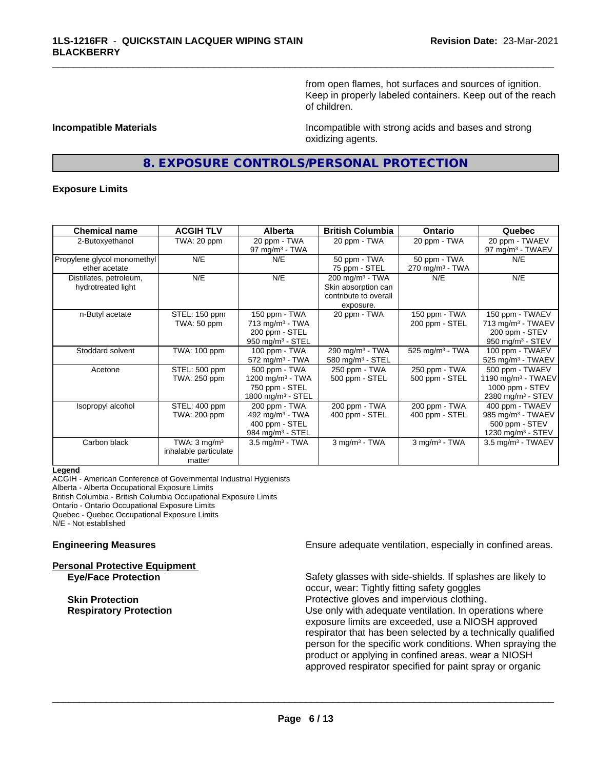from open flames, hot surfaces and sources of ignition. Keep in properly labeled containers. Keep out of the reach of children.

**Incompatible Materials**

Incompatible with strong acids and bases and strong oxidizing agents.

## 8. EXPOSURE CONTROLS/PERSONAL PROTECTION

### Exposure Limits

| Chemical name | ACGIH TLV | Alberta | British Columbia | Ontario | Quebec |
|---|---|---|---|---|---|
| 2-Butoxyethanol | TWA: 20 ppm | 20 ppm - TWA<br>97 mg/m³ - TWA | 20 ppm - TWA | 20 ppm - TWA | 20 ppm - TWAEV<br>97 mg/m³ - TWAEV |
| Propylene glycol monomethyl ether acetate | N/E | N/E | 50 ppm - TWA<br>75 ppm - STEL | 50 ppm - TWA<br>270 mg/m³ - TWA | N/E |
| Distillates, petroleum, hydrotreated light | N/E | N/E | 200 mg/m³ - TWA<br>Skin absorption can contribute to overall exposure. | N/E | N/E |
| n-Butyl acetate | STEL: 150 ppm<br>TWA: 50 ppm | 150 ppm - TWA<br>713 mg/m³ - TWA<br>200 ppm - STEL<br>950 mg/m³ - STEL | 20 ppm - TWA | 150 ppm - TWA<br>200 ppm - STEL | 150 ppm - TWAEV<br>713 mg/m³ - TWAEV<br>200 ppm - STEV<br>950 mg/m³ - STEV |
| Stoddard solvent | TWA: 100 ppm | 100 ppm - TWA<br>572 mg/m³ - TWA | 290 mg/m³ - TWA<br>580 mg/m³ - STEL | 525 mg/m³ - TWA | 100 ppm - TWAEV<br>525 mg/m³ - TWAEV |
| Acetone | STEL: 500 ppm<br>TWA: 250 ppm | 500 ppm - TWA<br>1200 mg/m³ - TWA<br>750 ppm - STEL<br>1800 mg/m³ - STEL | 250 ppm - TWA<br>500 ppm - STEL | 250 ppm - TWA<br>500 ppm - STEL | 500 ppm - TWAEV<br>1190 mg/m³ - TWAEV<br>1000 ppm - STEV<br>2380 mg/m³ - STEV |
| Isopropyl alcohol | STEL: 400 ppm<br>TWA: 200 ppm | 200 ppm - TWA<br>492 mg/m³ - TWA<br>400 ppm - STEL<br>984 mg/m³ - STEL | 200 ppm - TWA<br>400 ppm - STEL | 200 ppm - TWA<br>400 ppm - STEL | 400 ppm - TWAEV<br>985 mg/m³ - TWAEV<br>500 ppm - STEV<br>1230 mg/m³ - STEV |
| Carbon black | TWA: 3 mg/m³<br>inhalable particulate matter | 3.5 mg/m³ - TWA | 3 mg/m³ - TWA | 3 mg/m³ - TWA | 3.5 mg/m³ - TWAEV |

**Legend**

ACGIH - American Conference of Governmental Industrial Hygienists
Alberta - Alberta Occupational Exposure Limits
British Columbia - British Columbia Occupational Exposure Limits
Ontario - Ontario Occupational Exposure Limits
Quebec - Quebec Occupational Exposure Limits
N/E - Not established

**Engineering Measures**

Ensure adequate ventilation, especially in confined areas.

**Personal Protective Equipment**

**Eye/Face Protection**

Safety glasses with side-shields. If splashes are likely to occur, wear: Tightly fitting safety goggles

**Skin Protection**

Protective gloves and impervious clothing.

**Respiratory Protection**

Use only with adequate ventilation. In operations where exposure limits are exceeded, use a NIOSH approved respirator that has been selected by a technically qualified person for the specific work conditions. When spraying the product or applying in confined areas, wear a NIOSH approved respirator specified for paint spray or organic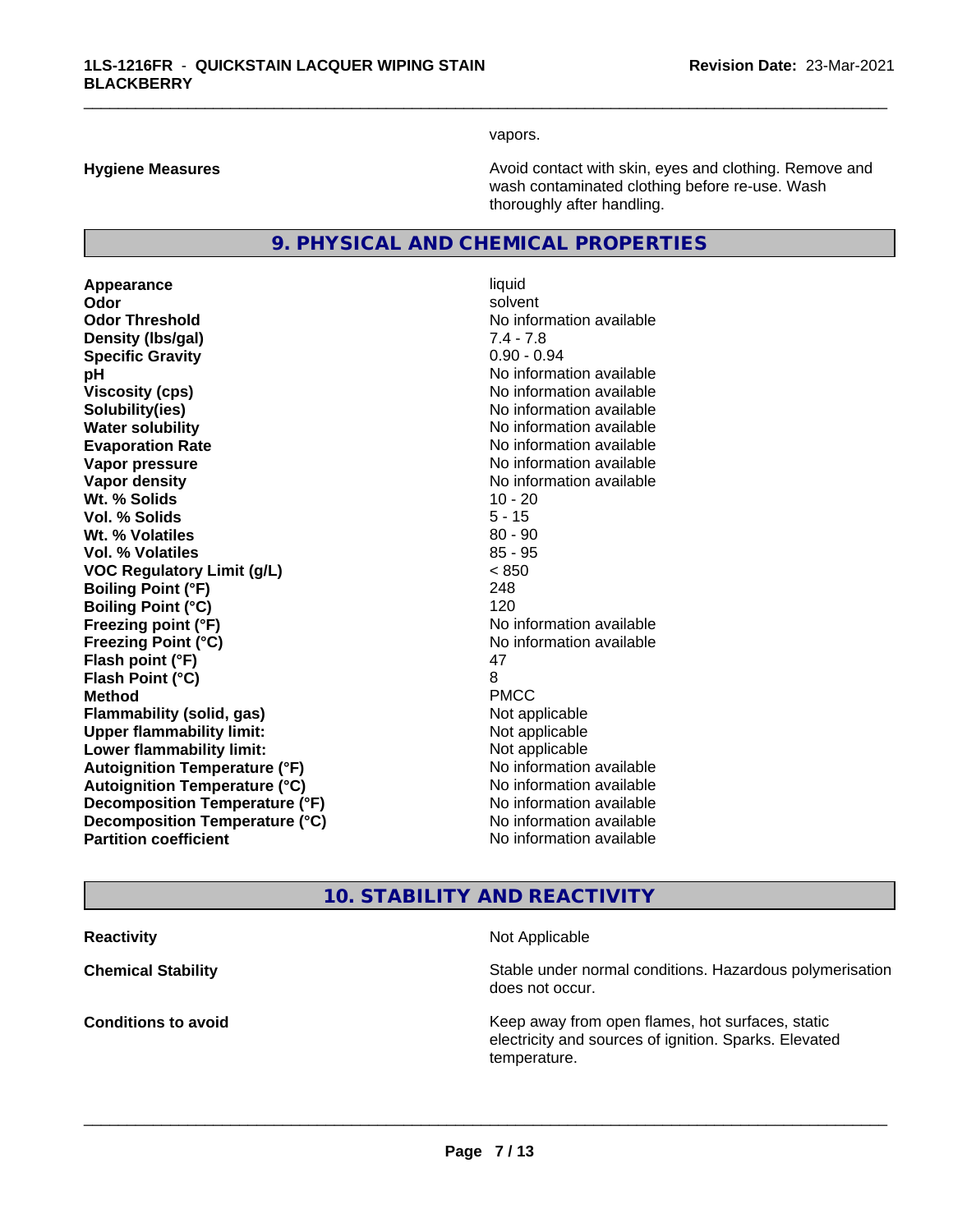vapors.

| | |
|---|---|
| **Hygiene Measures** | Avoid contact with skin, eyes and clothing. Remove and wash contaminated clothing before re-use. Wash thoroughly after handling. |

## 9. PHYSICAL AND CHEMICAL PROPERTIES

| | |
|---|---|
| **Appearance** | liquid |
| **Odor** | solvent |
| **Odor Threshold** | No information available |
| **Density (lbs/gal)** | 7.4 - 7.8 |
| **Specific Gravity** | 0.90 - 0.94 |
| **pH** | No information available |
| **Viscosity (cps)** | No information available |
| **Solubility(ies)** | No information available |
| **Water solubility** | No information available |
| **Evaporation Rate** | No information available |
| **Vapor pressure** | No information available |
| **Vapor density** | No information available |
| **Wt. % Solids** | 10 - 20 |
| **Vol. % Solids** | 5 - 15 |
| **Wt. % Volatiles** | 80 - 90 |
| **Vol. % Volatiles** | 85 - 95 |
| **VOC Regulatory Limit (g/L)** | < 850 |
| **Boiling Point (°F)** | 248 |
| **Boiling Point (°C)** | 120 |
| **Freezing point (°F)** | No information available |
| **Freezing Point (°C)** | No information available |
| **Flash point (°F)** | 47 |
| **Flash Point (°C)** | 8 |
| **Method** | PMCC |
| **Flammability (solid, gas)** | Not applicable |
| **Upper flammability limit:** | Not applicable |
| **Lower flammability limit:** | Not applicable |
| **Autoignition Temperature (°F)** | No information available |
| **Autoignition Temperature (°C)** | No information available |
| **Decomposition Temperature (°F)** | No information available |
| **Decomposition Temperature (°C)** | No information available |
| **Partition coefficient** | No information available |

## 10. STABILITY AND REACTIVITY

| | |
|---|---|
| **Reactivity** | Not Applicable |
| **Chemical Stability** | Stable under normal conditions. Hazardous polymerisation does not occur. |
| **Conditions to avoid** | Keep away from open flames, hot surfaces, static electricity and sources of ignition. Sparks. Elevated temperature. |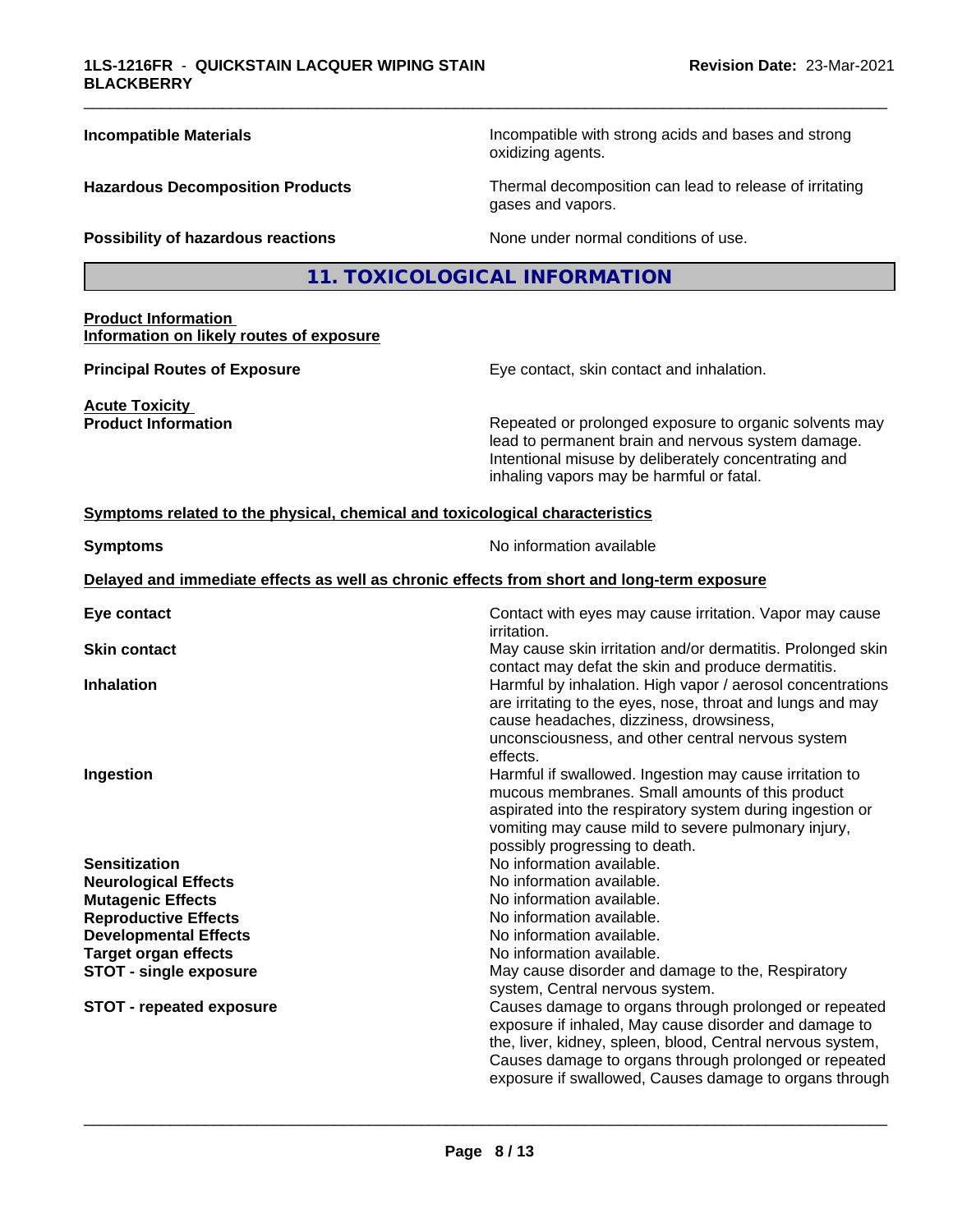| | |
|---|---|
| **Incompatible Materials** | Incompatible with strong acids and bases and strong oxidizing agents. |
| **Hazardous Decomposition Products** | Thermal decomposition can lead to release of irritating gases and vapors. |
| **Possibility of hazardous reactions** | None under normal conditions of use. |

## 11. TOXICOLOGICAL INFORMATION

**Product Information**
**Information on likely routes of exposure**

| | |
|---|---|
| **Principal Routes of Exposure** | Eye contact, skin contact and inhalation. |

**Acute Toxicity**

| | |
|---|---|
| **Product Information** | Repeated or prolonged exposure to organic solvents may lead to permanent brain and nervous system damage. Intentional misuse by deliberately concentrating and inhaling vapors may be harmful or fatal. |

**Symptoms related to the physical, chemical and toxicological characteristics**

| | |
|---|---|
| **Symptoms** | No information available |

**Delayed and immediate effects as well as chronic effects from short and long-term exposure**

| | |
|---|---|
| **Eye contact** | Contact with eyes may cause irritation. Vapor may cause irritation. |
| **Skin contact** | May cause skin irritation and/or dermatitis. Prolonged skin contact may defat the skin and produce dermatitis. |
| **Inhalation** | Harmful by inhalation. High vapor / aerosol concentrations are irritating to the eyes, nose, throat and lungs and may cause headaches, dizziness, drowsiness, unconsciousness, and other central nervous system effects. |
| **Ingestion** | Harmful if swallowed. Ingestion may cause irritation to mucous membranes. Small amounts of this product aspirated into the respiratory system during ingestion or vomiting may cause mild to severe pulmonary injury, possibly progressing to death. |
| **Sensitization** | No information available. |
| **Neurological Effects** | No information available. |
| **Mutagenic Effects** | No information available. |
| **Reproductive Effects** | No information available. |
| **Developmental Effects** | No information available. |
| **Target organ effects** | No information available. |
| **STOT - single exposure** | May cause disorder and damage to the, Respiratory system, Central nervous system. |
| **STOT - repeated exposure** | Causes damage to organs through prolonged or repeated exposure if inhaled, May cause disorder and damage to the, liver, kidney, spleen, blood, Central nervous system, Causes damage to organs through prolonged or repeated exposure if swallowed, Causes damage to organs through |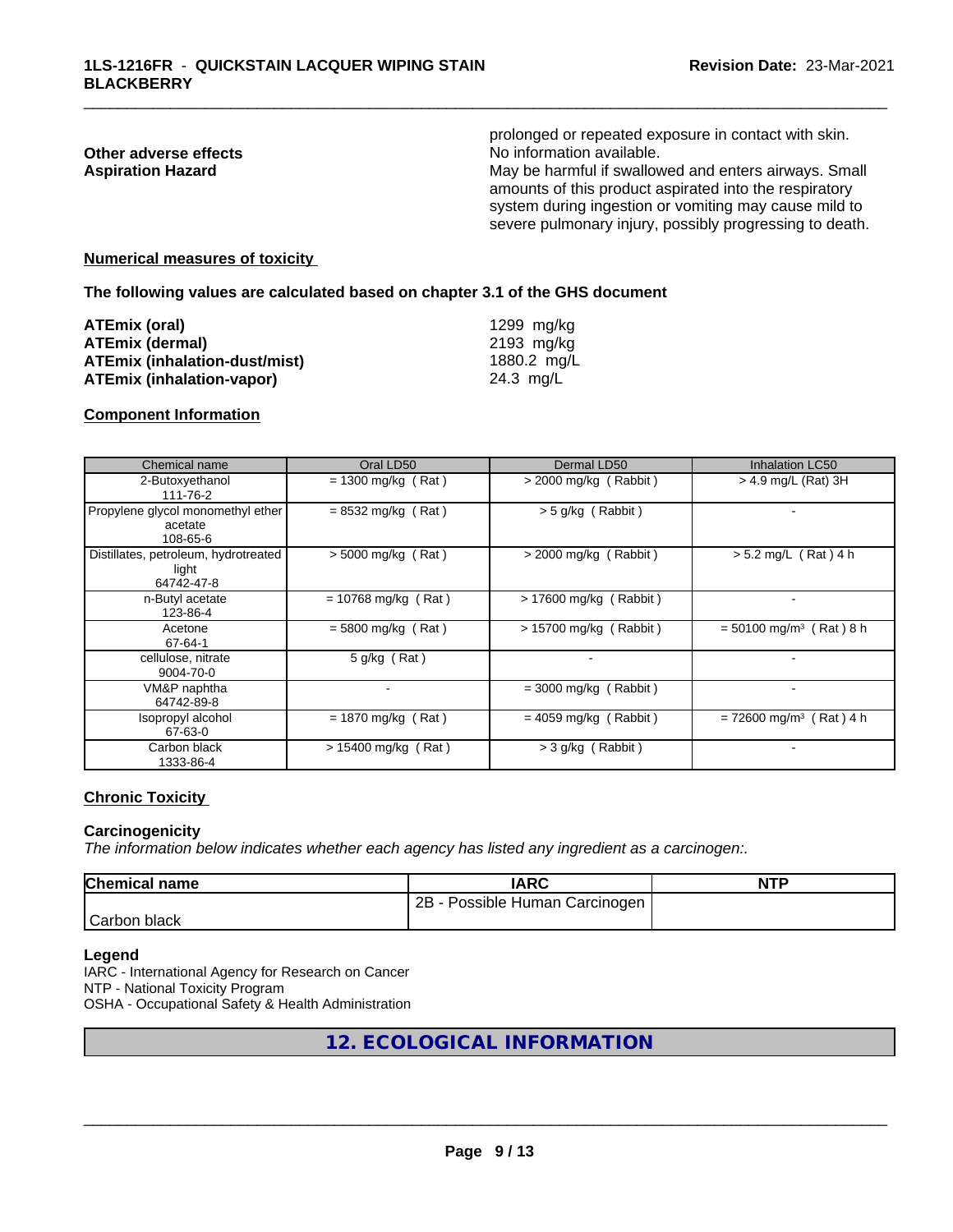prolonged or repeated exposure in contact with skin.

**Other adverse effects** No information available.

**Aspiration Hazard** May be harmful if swallowed and enters airways. Small amounts of this product aspirated into the respiratory system during ingestion or vomiting may cause mild to severe pulmonary injury, possibly progressing to death.

**Numerical measures of toxicity**

**The following values are calculated based on chapter 3.1 of the GHS document**

| | |
|---|---|
| **ATEmix (oral)** | 1299 mg/kg |
| **ATEmix (dermal)** | 2193 mg/kg |
| **ATEmix (inhalation-dust/mist)** | 1880.2 mg/L |
| **ATEmix (inhalation-vapor)** | 24.3 mg/L |

**Component Information**

| Chemical name | Oral LD50 | Dermal LD50 | Inhalation LC50 |
|---|---|---|---|
| 2-Butoxyethanol 111-76-2 | = 1300 mg/kg ( Rat ) | > 2000 mg/kg ( Rabbit ) | > 4.9 mg/L (Rat) 3H |
| Propylene glycol monomethyl ether acetate 108-65-6 | = 8532 mg/kg ( Rat ) | > 5 g/kg ( Rabbit ) | - |
| Distillates, petroleum, hydrotreated light 64742-47-8 | > 5000 mg/kg ( Rat ) | > 2000 mg/kg ( Rabbit ) | > 5.2 mg/L ( Rat ) 4 h |
| n-Butyl acetate 123-86-4 | = 10768 mg/kg ( Rat ) | > 17600 mg/kg ( Rabbit ) | - |
| Acetone 67-64-1 | = 5800 mg/kg ( Rat ) | > 15700 mg/kg ( Rabbit ) | = 50100 mg/m³ ( Rat ) 8 h |
| cellulose, nitrate 9004-70-0 | 5 g/kg ( Rat ) | - | - |
| VM&P naphtha 64742-89-8 | - | = 3000 mg/kg ( Rabbit ) | - |
| Isopropyl alcohol 67-63-0 | = 1870 mg/kg ( Rat ) | = 4059 mg/kg ( Rabbit ) | = 72600 mg/m³ ( Rat ) 4 h |
| Carbon black 1333-86-4 | > 15400 mg/kg ( Rat ) | > 3 g/kg ( Rabbit ) | - |

**Chronic Toxicity**

**Carcinogenicity**

*The information below indicates whether each agency has listed any ingredient as a carcinogen:.*

| Chemical name | IARC | NTP |
|---|---|---|
| Carbon black | 2B - Possible Human Carcinogen | |

**Legend**

IARC - International Agency for Research on Cancer
NTP - National Toxicity Program
OSHA - Occupational Safety & Health Administration

## 12. ECOLOGICAL INFORMATION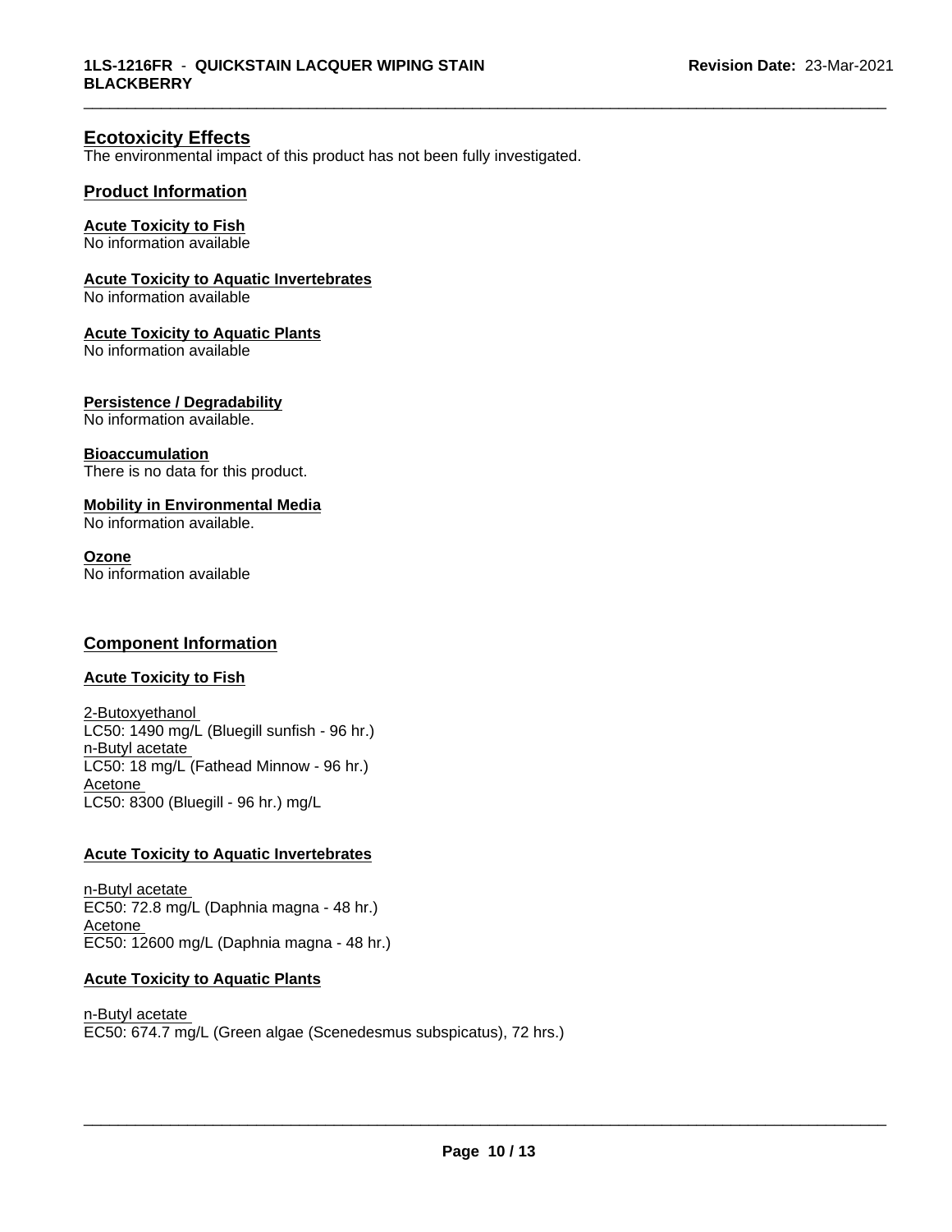## Ecotoxicity Effects

The environmental impact of this product has not been fully investigated.

### Product Information

**Acute Toxicity to Fish**
No information available

**Acute Toxicity to Aquatic Invertebrates**
No information available

**Acute Toxicity to Aquatic Plants**
No information available

**Persistence / Degradability**
No information available.

**Bioaccumulation**
There is no data for this product.

**Mobility in Environmental Media**
No information available.

**Ozone**
No information available

### Component Information

**Acute Toxicity to Fish**

2-Butoxyethanol
LC50: 1490 mg/L (Bluegill sunfish - 96 hr.)
n-Butyl acetate
LC50: 18 mg/L (Fathead Minnow - 96 hr.)
Acetone
LC50: 8300 (Bluegill - 96 hr.) mg/L

**Acute Toxicity to Aquatic Invertebrates**

n-Butyl acetate
EC50: 72.8 mg/L (Daphnia magna - 48 hr.)
Acetone
EC50: 12600 mg/L (Daphnia magna - 48 hr.)

**Acute Toxicity to Aquatic Plants**

n-Butyl acetate
EC50: 674.7 mg/L (Green algae (Scenedesmus subspicatus), 72 hrs.)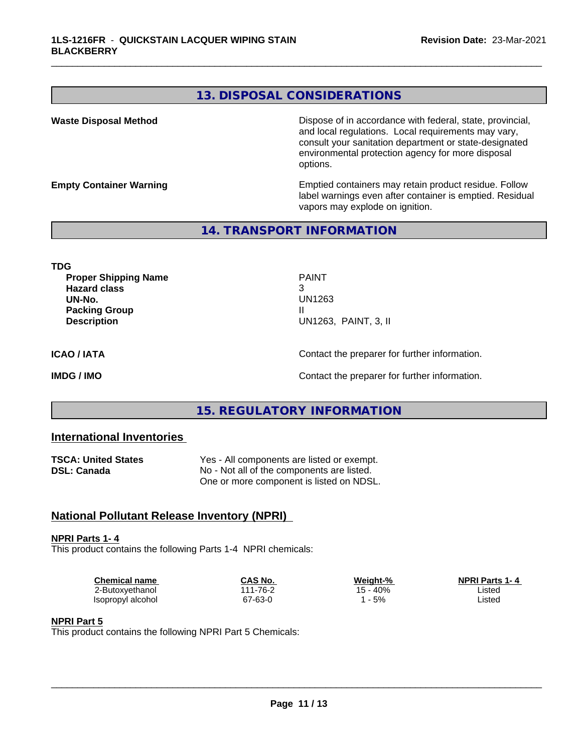## 13. DISPOSAL CONSIDERATIONS

**Waste Disposal Method**

Dispose of in accordance with federal, state, provincial, and local regulations. Local requirements may vary, consult your sanitation department or state-designated environmental protection agency for more disposal options.

**Empty Container Warning**

Emptied containers may retain product residue. Follow label warnings even after container is emptied. Residual vapors may explode on ignition.

## 14. TRANSPORT INFORMATION

**TDG**

**Proper Shipping Name** PAINT
**Hazard class** 3
**UN-No.** UN1263
**Packing Group** II
**Description** UN1263, PAINT, 3, II

**ICAO / IATA** Contact the preparer for further information.

**IMDG / IMO** Contact the preparer for further information.

## 15. REGULATORY INFORMATION

### International Inventories

**TSCA: United States** Yes - All components are listed or exempt.
**DSL: Canada** No - Not all of the components are listed.
One or more component is listed on NDSL.

### National Pollutant Release Inventory (NPRI)

**NPRI Parts 1- 4**
This product contains the following Parts 1-4 NPRI chemicals:

| Chemical name | CAS No. | Weight-% | NPRI Parts 1- 4 |
| --- | --- | --- | --- |
| 2-Butoxyethanol | 111-76-2 | 15 - 40% | Listed |
| Isopropyl alcohol | 67-63-0 | 1 - 5% | Listed |

**NPRI Part 5**
This product contains the following NPRI Part 5 Chemicals: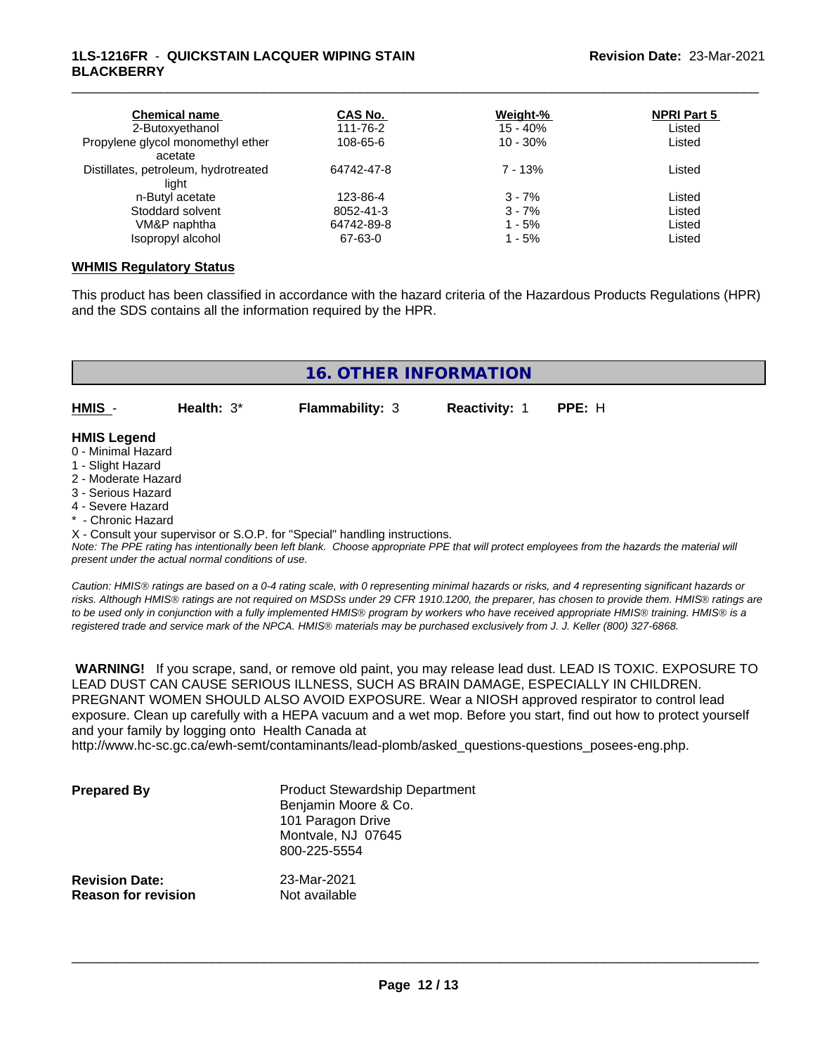| Chemical name | CAS No. | Weight-% | NPRI Part 5 |
|---|---|---|---|
| 2-Butoxyethanol | 111-76-2 | 15 - 40% | Listed |
| Propylene glycol monomethyl ether acetate | 108-65-6 | 10 - 30% | Listed |
| Distillates, petroleum, hydrotreated light | 64742-47-8 | 7 - 13% | Listed |
| n-Butyl acetate | 123-86-4 | 3 - 7% | Listed |
| Stoddard solvent | 8052-41-3 | 3 - 7% | Listed |
| VM&P naphtha | 64742-89-8 | 1 - 5% | Listed |
| Isopropyl alcohol | 67-63-0 | 1 - 5% | Listed |

**WHMIS Regulatory Status**

This product has been classified in accordance with the hazard criteria of the Hazardous Products Regulations (HPR) and the SDS contains all the information required by the HPR.

## 16. OTHER INFORMATION

| HMIS - | Health: 3* | Flammability: 3 | Reactivity: 1 | PPE: H |
|---|---|---|---|---|

**HMIS Legend**

0 - Minimal Hazard
1 - Slight Hazard
2 - Moderate Hazard
3 - Serious Hazard
4 - Severe Hazard
* - Chronic Hazard
X - Consult your supervisor or S.O.P. for "Special" handling instructions.

*Note: The PPE rating has intentionally been left blank. Choose appropriate PPE that will protect employees from the hazards the material will present under the actual normal conditions of use.*

*Caution: HMIS® ratings are based on a 0-4 rating scale, with 0 representing minimal hazards or risks, and 4 representing significant hazards or risks. Although HMIS® ratings are not required on MSDSs under 29 CFR 1910.1200, the preparer, has chosen to provide them. HMIS® ratings are to be used only in conjunction with a fully implemented HMIS® program by workers who have received appropriate HMIS® training. HMIS® is a registered trade and service mark of the NPCA. HMIS® materials may be purchased exclusively from J. J. Keller (800) 327-6868.*

**WARNING!** If you scrape, sand, or remove old paint, you may release lead dust. LEAD IS TOXIC. EXPOSURE TO LEAD DUST CAN CAUSE SERIOUS ILLNESS, SUCH AS BRAIN DAMAGE, ESPECIALLY IN CHILDREN. PREGNANT WOMEN SHOULD ALSO AVOID EXPOSURE. Wear a NIOSH approved respirator to control lead exposure. Clean up carefully with a HEPA vacuum and a wet mop. Before you start, find out how to protect yourself and your family by logging onto Health Canada at http://www.hc-sc.gc.ca/ewh-semt/contaminants/lead-plomb/asked_questions-questions_posees-eng.php.

**Prepared By**

Product Stewardship Department
Benjamin Moore & Co.
101 Paragon Drive
Montvale, NJ 07645
800-225-5554

**Revision Date:** 23-Mar-2021
**Reason for revision** Not available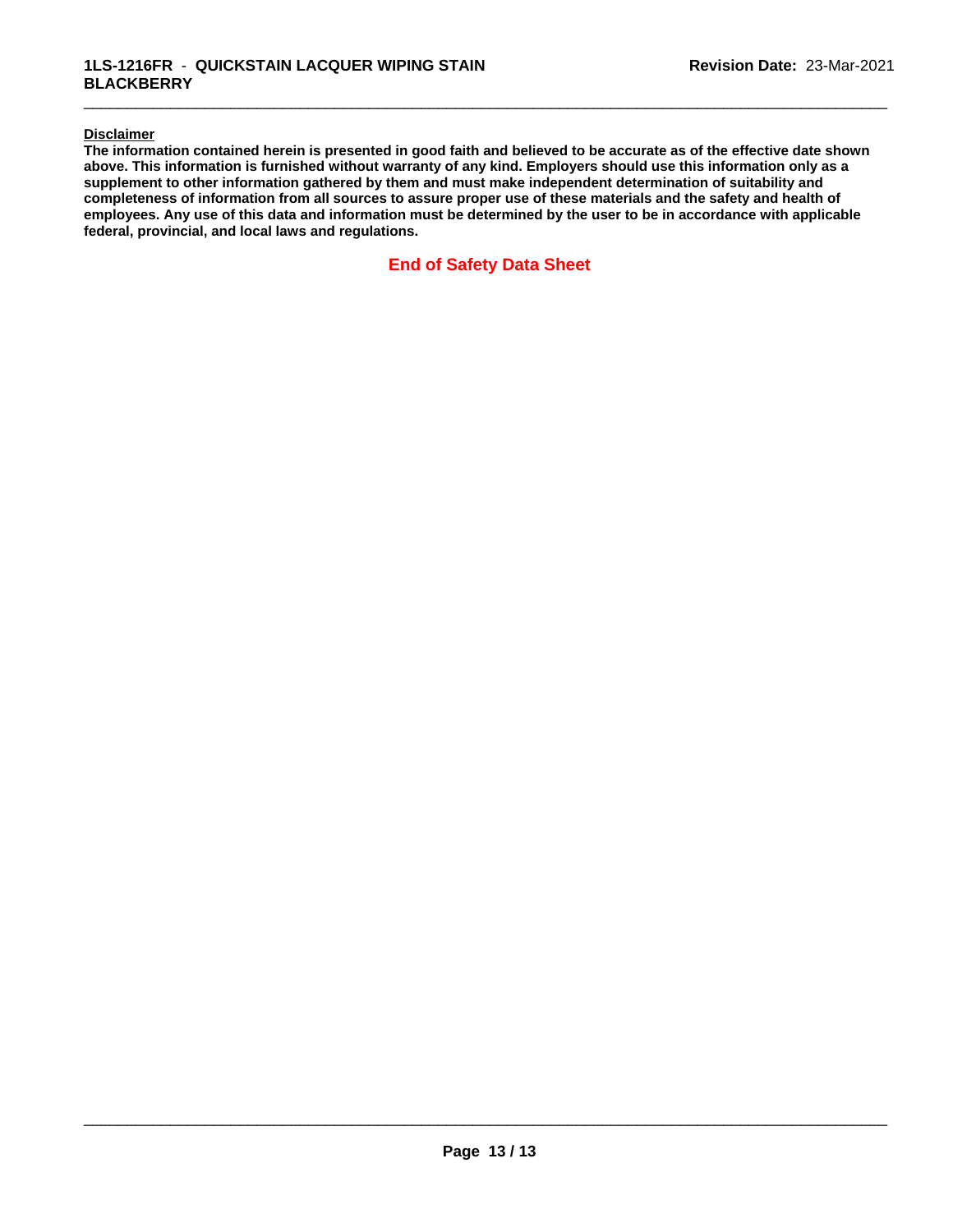**Disclaimer**

**The information contained herein is presented in good faith and believed to be accurate as of the effective date shown above. This information is furnished without warranty of any kind. Employers should use this information only as a supplement to other information gathered by them and must make independent determination of suitability and completeness of information from all sources to assure proper use of these materials and the safety and health of employees. Any use of this data and information must be determined by the user to be in accordance with applicable federal, provincial, and local laws and regulations.**

**End of Safety Data Sheet**